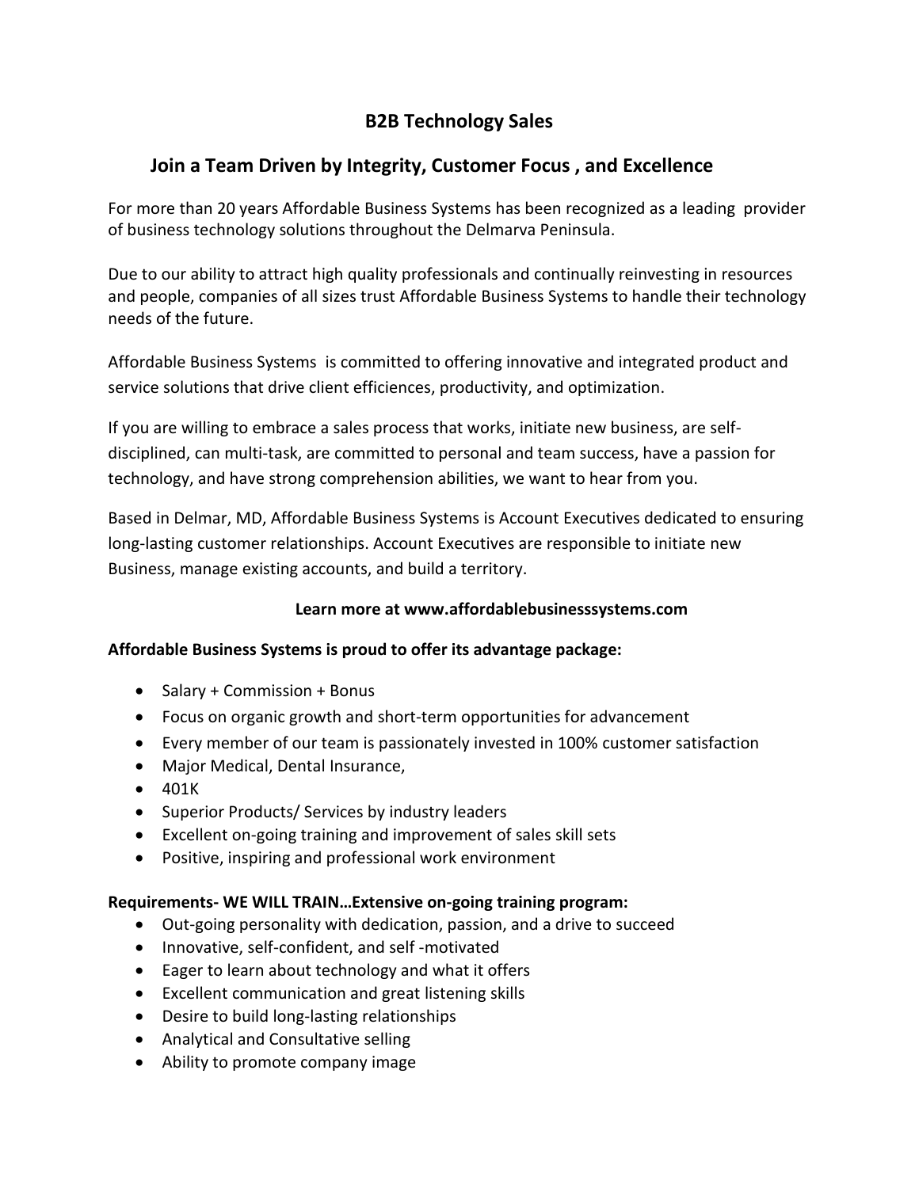# B2B Technology Sales

## Join a Team Driven by Integrity, Customer Focus , and Excellence

For more than 20 years Affordable Business Systems has been recognized as a leading provider of business technology solutions throughout the Delmarva Peninsula.

Due to our ability to attract high quality professionals and continually reinvesting in resources and people, companies of all sizes trust Affordable Business Systems to handle their technology needs of the future.

Affordable Business Systems is committed to offering innovative and integrated product and service solutions that drive client efficiences, productivity, and optimization.

If you are willing to embrace a sales process that works, initiate new business, are self-disciplined, can multi-task, are committed to personal and team success, have a passion for technology, and have strong comprehension abilities, we want to hear from you.

Based in Delmar, MD, Affordable Business Systems is Account Executives dedicated to ensuring long-lasting customer relationships. Account Executives are responsible to initiate new Business, manage existing accounts, and build a territory.

**Learn more at www.affordablebusinesssystems.com**

**Affordable Business Systems is proud to offer its advantage package:**

- Salary + Commission + Bonus
- Focus on organic growth and short-term opportunities for advancement
- Every member of our team is passionately invested in 100% customer satisfaction
- Major Medical, Dental Insurance,
- 401K
- Superior Products/ Services by industry leaders
- Excellent on-going training and improvement of sales skill sets
- Positive, inspiring and professional work environment

**Requirements- WE WILL TRAIN…Extensive on-going training program:**

- Out-going personality with dedication, passion, and a drive to succeed
- Innovative, self-confident, and self -motivated
- Eager to learn about technology and what it offers
- Excellent communication and great listening skills
- Desire to build long-lasting relationships
- Analytical and Consultative selling
- Ability to promote company image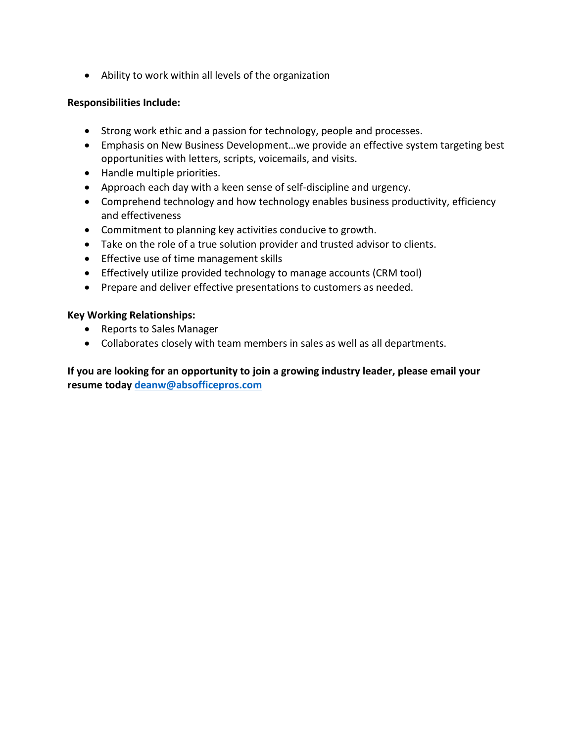- Ability to work within all levels of the organization

**Responsibilities Include:**

- Strong work ethic and a passion for technology, people and processes.
- Emphasis on New Business Development…we provide an effective system targeting best opportunities with letters, scripts, voicemails, and visits.
- Handle multiple priorities.
- Approach each day with a keen sense of self-discipline and urgency.
- Comprehend technology and how technology enables business productivity, efficiency and effectiveness
- Commitment to planning key activities conducive to growth.
- Take on the role of a true solution provider and trusted advisor to clients.
- Effective use of time management skills
- Effectively utilize provided technology to manage accounts (CRM tool)
- Prepare and deliver effective presentations to customers as needed.

**Key Working Relationships:**

- Reports to Sales Manager
- Collaborates closely with team members in sales as well as all departments.

**If you are looking for an opportunity to join a growing industry leader, please email your resume today [deanw@absofficepros.com](mailto:deanw@absofficepros.com)**